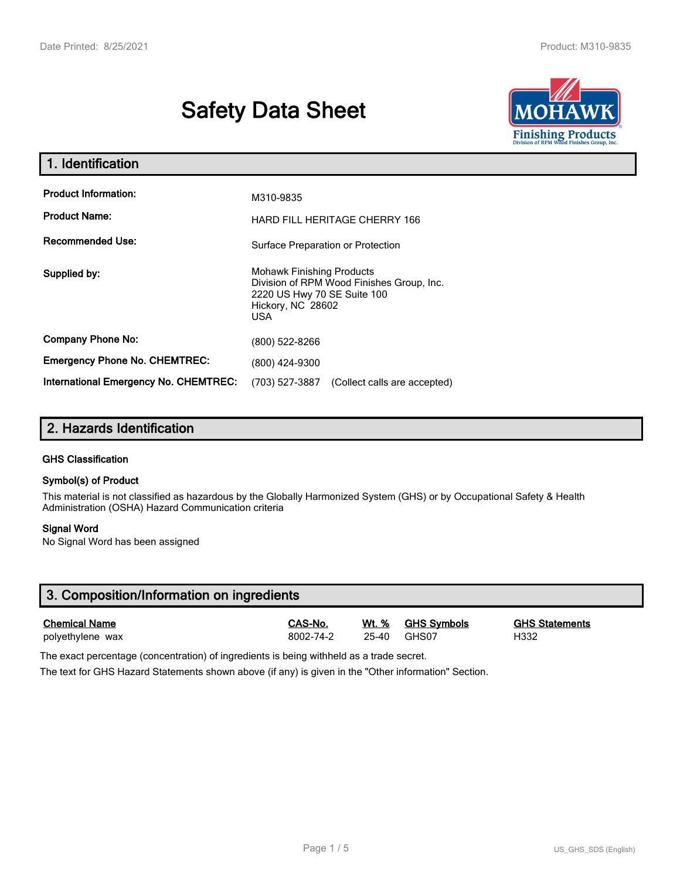# Safety Data Sheet

## 1. Identification

| | |
|---|---|
| **Product Information:** | M310-9835 |
| **Product Name:** | HARD FILL HERITAGE CHERRY 166 |
| **Recommended Use:** | Surface Preparation or Protection |
| **Supplied by:** | Mohawk Finishing Products<br>Division of RPM Wood Finishes Group, Inc.<br>2220 US Hwy 70 SE Suite 100<br>Hickory, NC 28602<br>USA |
| **Company Phone No:** | (800) 522-8266 |
| **Emergency Phone No. CHEMTREC:** | (800) 424-9300 |
| **International Emergency No. CHEMTREC:** | (703) 527-3887 (Collect calls are accepted) |

## 2. Hazards Identification

### GHS Classification

### Symbol(s) of Product

This material is not classified as hazardous by the Globally Harmonized System (GHS) or by Occupational Safety & Health Administration (OSHA) Hazard Communication criteria

### Signal Word

No Signal Word has been assigned

## 3. Composition/Information on ingredients

| Chemical Name | CAS-No. | Wt. % | GHS Symbols | GHS Statements |
|---|---|---|---|---|
| polyethylene wax | 8002-74-2 | 25-40 | GHS07 | H332 |

The exact percentage (concentration) of ingredients is being withheld as a trade secret.

The text for GHS Hazard Statements shown above (if any) is given in the "Other information" Section.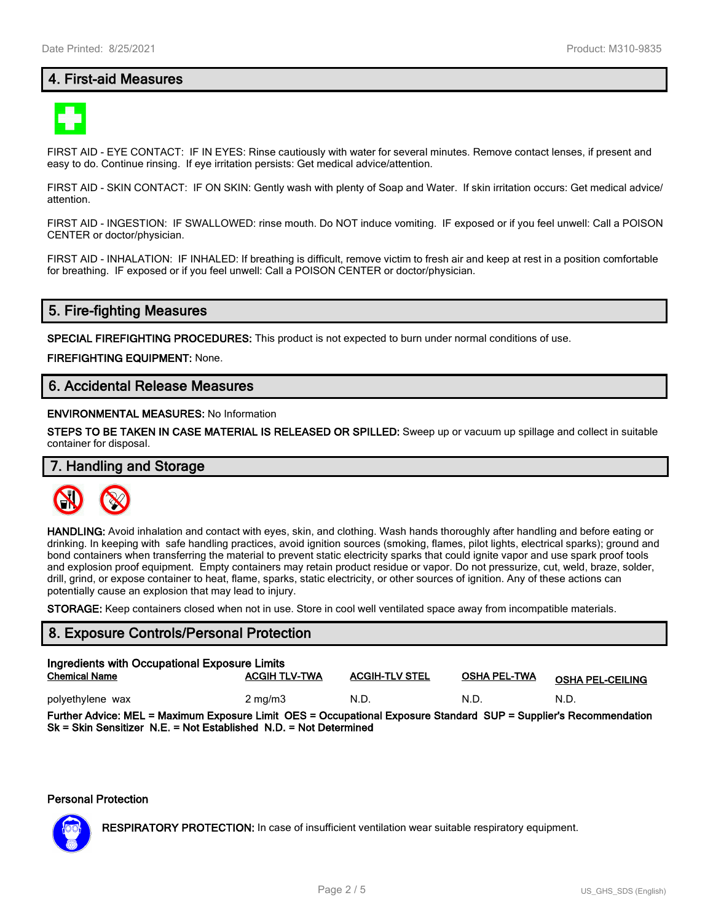## 4. First-aid Measures

FIRST AID - EYE CONTACT: IF IN EYES: Rinse cautiously with water for several minutes. Remove contact lenses, if present and easy to do. Continue rinsing. If eye irritation persists: Get medical advice/attention.

FIRST AID - SKIN CONTACT: IF ON SKIN: Gently wash with plenty of Soap and Water. If skin irritation occurs: Get medical advice/ attention.

FIRST AID - INGESTION: IF SWALLOWED: rinse mouth. Do NOT induce vomiting. IF exposed or if you feel unwell: Call a POISON CENTER or doctor/physician.

FIRST AID - INHALATION: IF INHALED: If breathing is difficult, remove victim to fresh air and keep at rest in a position comfortable for breathing. IF exposed or if you feel unwell: Call a POISON CENTER or doctor/physician.

## 5. Fire-fighting Measures

**SPECIAL FIREFIGHTING PROCEDURES:** This product is not expected to burn under normal conditions of use.

**FIREFIGHTING EQUIPMENT:** None.

## 6. Accidental Release Measures

**ENVIRONMENTAL MEASURES:** No Information

**STEPS TO BE TAKEN IN CASE MATERIAL IS RELEASED OR SPILLED:** Sweep up or vacuum up spillage and collect in suitable container for disposal.

## 7. Handling and Storage

**HANDLING:** Avoid inhalation and contact with eyes, skin, and clothing. Wash hands thoroughly after handling and before eating or drinking. In keeping with safe handling practices, avoid ignition sources (smoking, flames, pilot lights, electrical sparks); ground and bond containers when transferring the material to prevent static electricity sparks that could ignite vapor and use spark proof tools and explosion proof equipment. Empty containers may retain product residue or vapor. Do not pressurize, cut, weld, braze, solder, drill, grind, or expose container to heat, flame, sparks, static electricity, or other sources of ignition. Any of these actions can potentially cause an explosion that may lead to injury.

**STORAGE:** Keep containers closed when not in use. Store in cool well ventilated space away from incompatible materials.

## 8. Exposure Controls/Personal Protection

**Ingredients with Occupational Exposure Limits**

| Chemical Name | ACGIH TLV-TWA | ACGIH-TLV STEL | OSHA PEL-TWA | OSHA PEL-CEILING |
|---|---|---|---|---|
| polyethylene wax | 2 mg/m3 | N.D. | N.D. | N.D. |

**Further Advice: MEL = Maximum Exposure Limit OES = Occupational Exposure Standard SUP = Supplier's Recommendation Sk = Skin Sensitizer N.E. = Not Established N.D. = Not Determined**

**Personal Protection**

**RESPIRATORY PROTECTION:** In case of insufficient ventilation wear suitable respiratory equipment.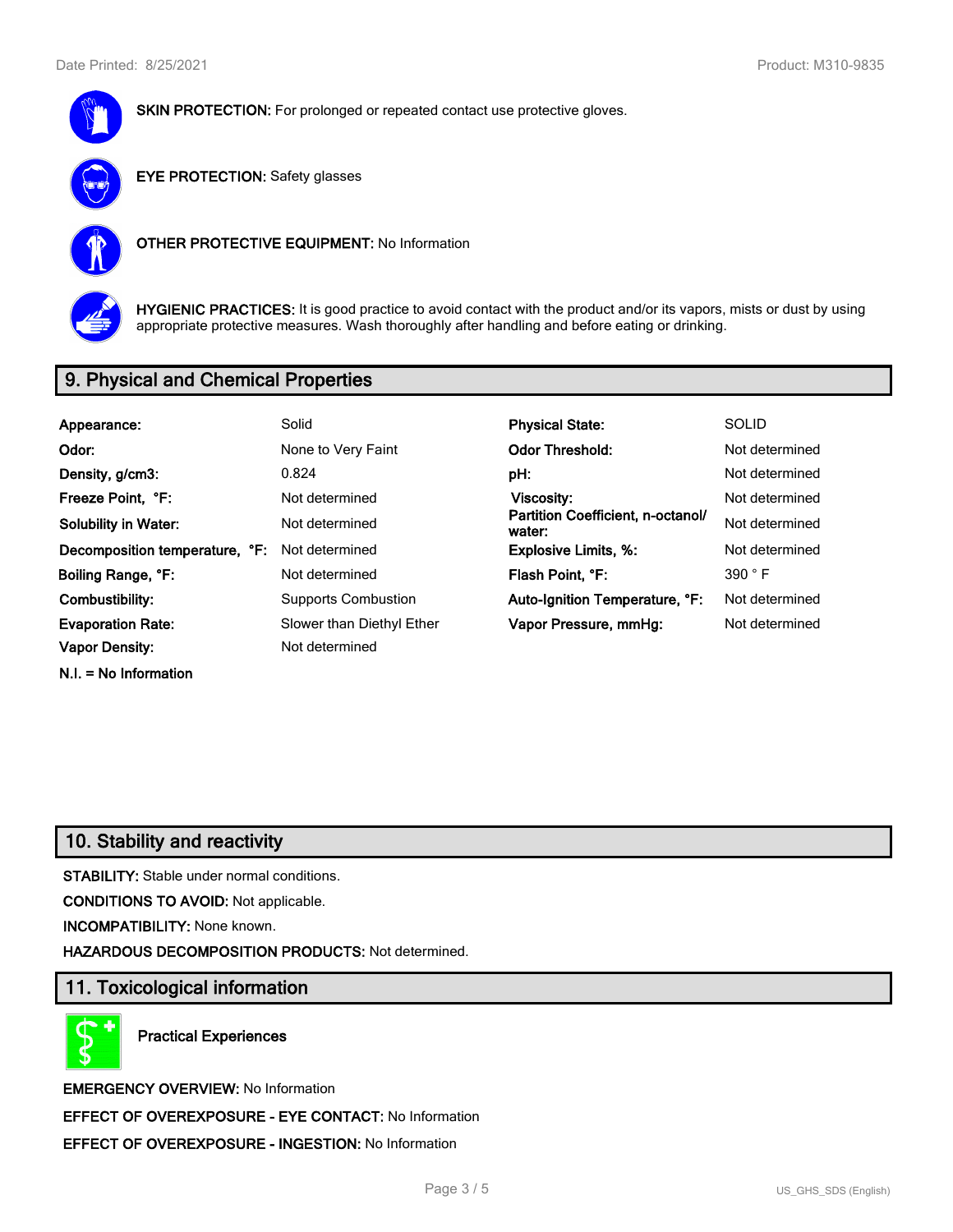**SKIN PROTECTION:** For prolonged or repeated contact use protective gloves.

**EYE PROTECTION:** Safety glasses

**OTHER PROTECTIVE EQUIPMENT:** No Information

**HYGIENIC PRACTICES:** It is good practice to avoid contact with the product and/or its vapors, mists or dust by using appropriate protective measures. Wash thoroughly after handling and before eating or drinking.

## 9. Physical and Chemical Properties

| | | | |
|---|---|---|---|
| **Appearance:** | Solid | **Physical State:** | SOLID |
| **Odor:** | None to Very Faint | **Odor Threshold:** | Not determined |
| **Density, g/cm3:** | 0.824 | **pH:** | Not determined |
| **Freeze Point, °F:** | Not determined | **Viscosity:** | Not determined |
| **Solubility in Water:** | Not determined | **Partition Coefficient, n-octanol/ water:** | Not determined |
| **Decomposition temperature, °F:** | Not determined | **Explosive Limits, %:** | Not determined |
| **Boiling Range, °F:** | Not determined | **Flash Point, °F:** | 390 ° F |
| **Combustibility:** | Supports Combustion | **Auto-Ignition Temperature, °F:** | Not determined |
| **Evaporation Rate:** | Slower than Diethyl Ether | **Vapor Pressure, mmHg:** | Not determined |
| **Vapor Density:** | Not determined | | |

**N.I. = No Information**

## 10. Stability and reactivity

**STABILITY:** Stable under normal conditions.

**CONDITIONS TO AVOID:** Not applicable.

**INCOMPATIBILITY:** None known.

**HAZARDOUS DECOMPOSITION PRODUCTS:** Not determined.

## 11. Toxicological information

**Practical Experiences**

**EMERGENCY OVERVIEW:** No Information

**EFFECT OF OVEREXPOSURE - EYE CONTACT:** No Information

**EFFECT OF OVEREXPOSURE - INGESTION:** No Information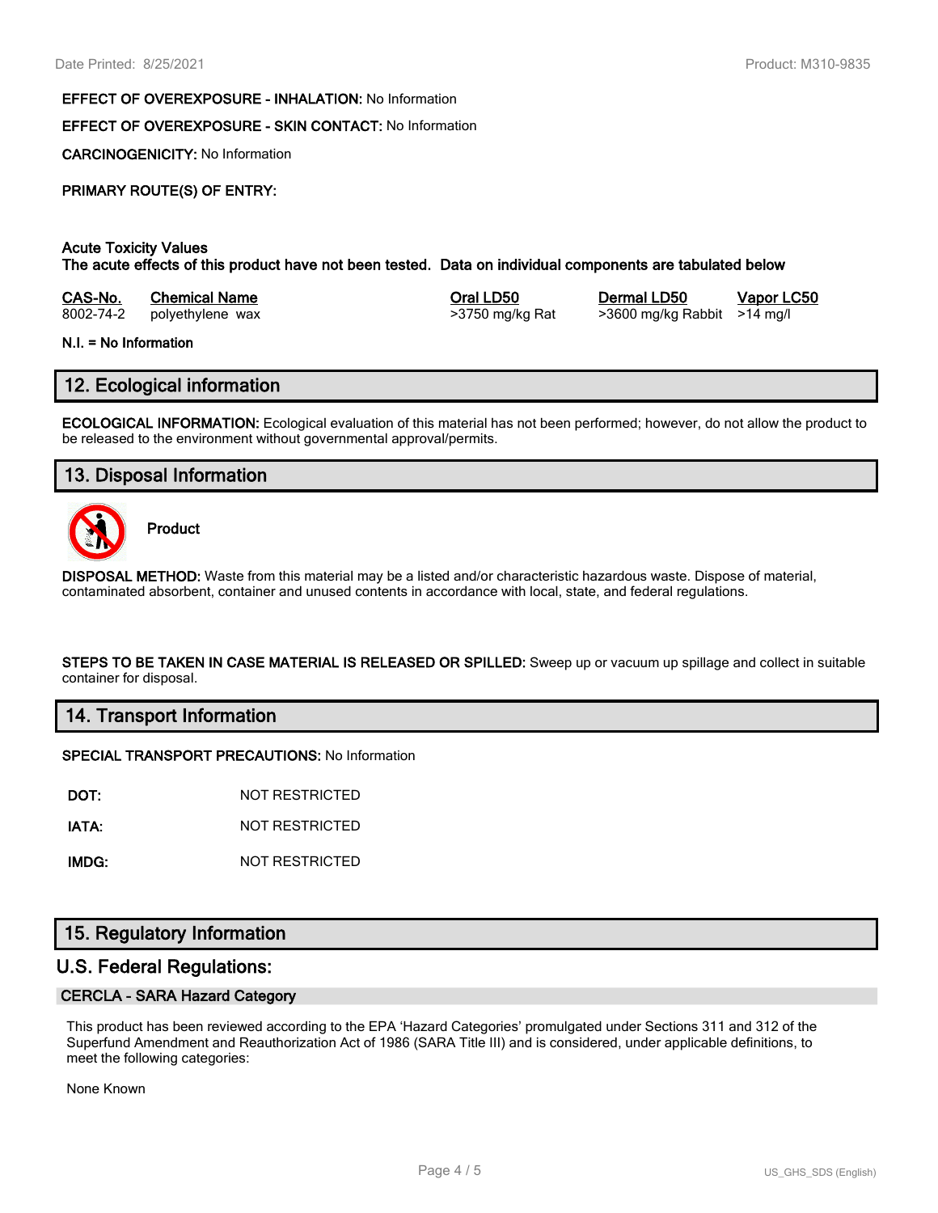**EFFECT OF OVEREXPOSURE - INHALATION:** No Information

**EFFECT OF OVEREXPOSURE - SKIN CONTACT:** No Information

**CARCINOGENICITY:** No Information

**PRIMARY ROUTE(S) OF ENTRY:**

**Acute Toxicity Values**
**The acute effects of this product have not been tested. Data on individual components are tabulated below**

| CAS-No. | Chemical Name | Oral LD50 | Dermal LD50 | Vapor LC50 |
|---|---|---|---|---|
| 8002-74-2 | polyethylene wax | >3750 mg/kg Rat | >3600 mg/kg Rabbit | >14 mg/l |

**N.I. = No Information**

## 12. Ecological information

**ECOLOGICAL INFORMATION:** Ecological evaluation of this material has not been performed; however, do not allow the product to be released to the environment without governmental approval/permits.

## 13. Disposal Information

**Product**

**DISPOSAL METHOD:** Waste from this material may be a listed and/or characteristic hazardous waste. Dispose of material, contaminated absorbent, container and unused contents in accordance with local, state, and federal regulations.

**STEPS TO BE TAKEN IN CASE MATERIAL IS RELEASED OR SPILLED:** Sweep up or vacuum up spillage and collect in suitable container for disposal.

## 14. Transport Information

**SPECIAL TRANSPORT PRECAUTIONS:** No Information

**DOT:** NOT RESTRICTED

**IATA:** NOT RESTRICTED

**IMDG:** NOT RESTRICTED

## 15. Regulatory Information

## U.S. Federal Regulations:

### CERCLA - SARA Hazard Category

This product has been reviewed according to the EPA 'Hazard Categories' promulgated under Sections 311 and 312 of the Superfund Amendment and Reauthorization Act of 1986 (SARA Title III) and is considered, under applicable definitions, to meet the following categories:

None Known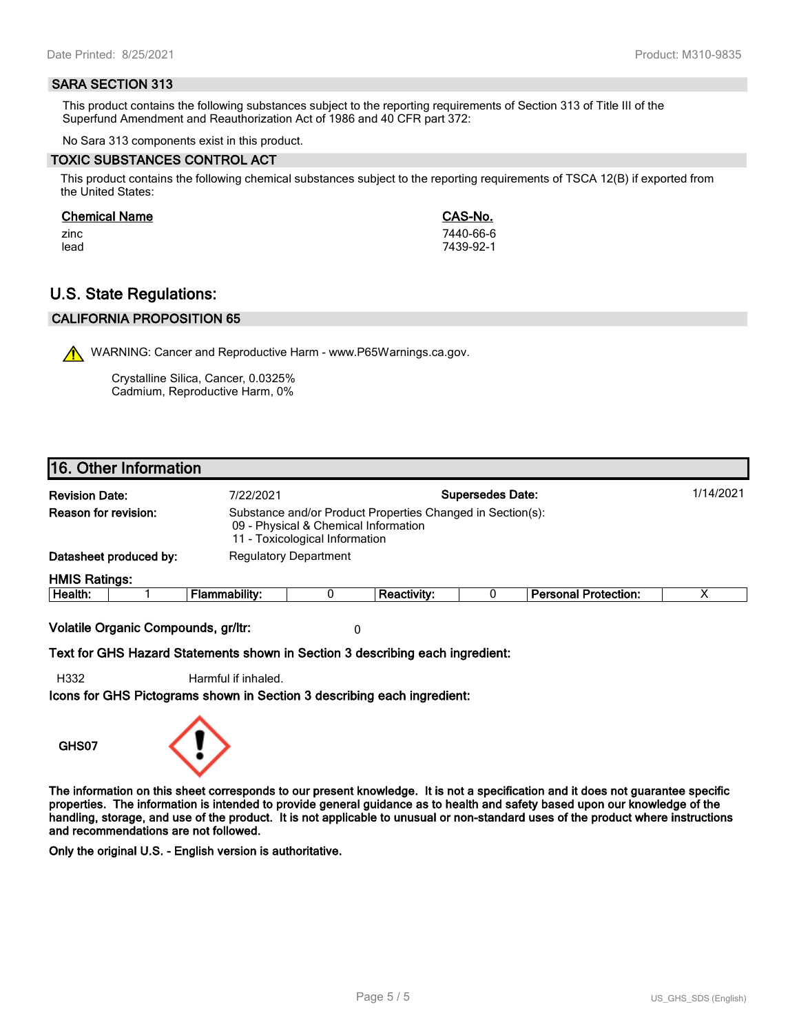## SARA SECTION 313

This product contains the following substances subject to the reporting requirements of Section 313 of Title III of the Superfund Amendment and Reauthorization Act of 1986 and 40 CFR part 372:

No Sara 313 components exist in this product.

## TOXIC SUBSTANCES CONTROL ACT

This product contains the following chemical substances subject to the reporting requirements of TSCA 12(B) if exported from the United States:

| Chemical Name | CAS-No. |
|---|---|
| zinc | 7440-66-6 |
| lead | 7439-92-1 |

# U.S. State Regulations:

## CALIFORNIA PROPOSITION 65

WARNING: Cancer and Reproductive Harm - www.P65Warnings.ca.gov.

Crystalline Silica, Cancer, 0.0325%
Cadmium, Reproductive Harm, 0%

# 16. Other Information

**Revision Date:** 7/22/2021 **Supersedes Date:** 1/14/2021

**Reason for revision:** Substance and/or Product Properties Changed in Section(s):
09 - Physical & Chemical Information
11 - Toxicological Information

**Datasheet produced by:** Regulatory Department

**HMIS Ratings:**

| Health: | 1 | Flammability: | 0 | Reactivity: | 0 | Personal Protection: | X |
|---|---|---|---|---|---|---|---|

**Volatile Organic Compounds, gr/ltr:** 0

**Text for GHS Hazard Statements shown in Section 3 describing each ingredient:**

H332 Harmful if inhaled.

**Icons for GHS Pictograms shown in Section 3 describing each ingredient:**

GHS07

**The information on this sheet corresponds to our present knowledge. It is not a specification and it does not guarantee specific properties. The information is intended to provide general guidance as to health and safety based upon our knowledge of the handling, storage, and use of the product. It is not applicable to unusual or non-standard uses of the product where instructions and recommendations are not followed.**

**Only the original U.S. - English version is authoritative.**